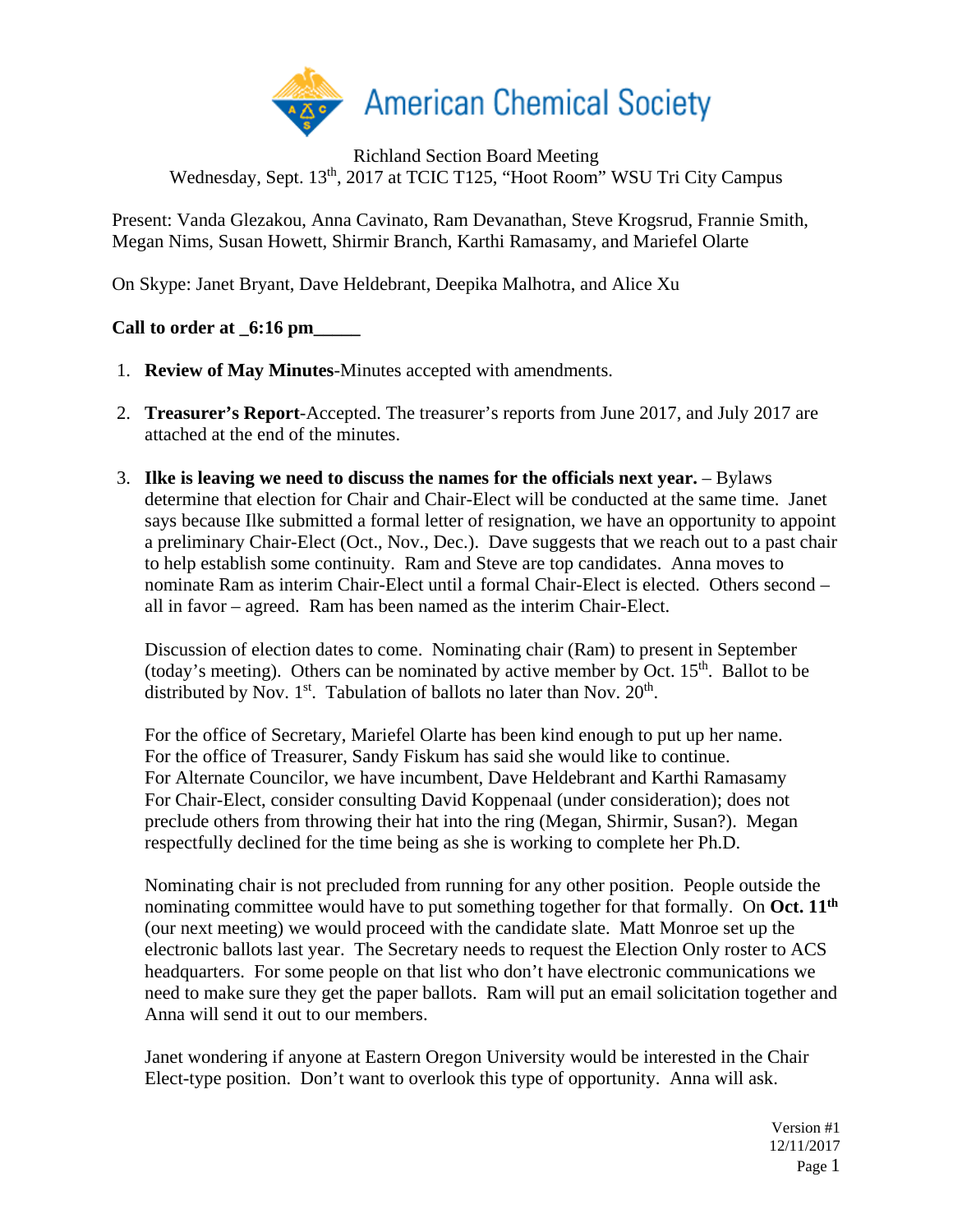American Chemical Society

Richland Section Board Meeting
Wednesday, Sept. 13th, 2017 at TCIC T125, "Hoot Room" WSU Tri City Campus

Present: Vanda Glezakou, Anna Cavinato, Ram Devanathan, Steve Krogsrud, Frannie Smith, Megan Nims, Susan Howett, Shirmir Branch, Karthi Ramasamy, and Mariefel Olarte

On Skype: Janet Bryant, Dave Heldebrant, Deepika Malhotra, and Alice Xu

**Call to order at _6:16 pm_____**

1. **Review of May Minutes**-Minutes accepted with amendments.

2. **Treasurer's Report**-Accepted. The treasurer's reports from June 2017, and July 2017 are attached at the end of the minutes.

3. **Ilke is leaving we need to discuss the names for the officials next year.** – Bylaws determine that election for Chair and Chair-Elect will be conducted at the same time. Janet says because Ilke submitted a formal letter of resignation, we have an opportunity to appoint a preliminary Chair-Elect (Oct., Nov., Dec.). Dave suggests that we reach out to a past chair to help establish some continuity. Ram and Steve are top candidates. Anna moves to nominate Ram as interim Chair-Elect until a formal Chair-Elect is elected. Others second – all in favor – agreed. Ram has been named as the interim Chair-Elect.

   Discussion of election dates to come. Nominating chair (Ram) to present in September (today's meeting). Others can be nominated by active member by Oct. 15th. Ballot to be distributed by Nov. 1st. Tabulation of ballots no later than Nov. 20th.

   For the office of Secretary, Mariefel Olarte has been kind enough to put up her name.
   For the office of Treasurer, Sandy Fiskum has said she would like to continue.
   For Alternate Councilor, we have incumbent, Dave Heldebrant and Karthi Ramasamy
   For Chair-Elect, consider consulting David Koppenaal (under consideration); does not preclude others from throwing their hat into the ring (Megan, Shirmir, Susan?). Megan respectfully declined for the time being as she is working to complete her Ph.D.

   Nominating chair is not precluded from running for any other position. People outside the nominating committee would have to put something together for that formally. On **Oct. 11th** (our next meeting) we would proceed with the candidate slate. Matt Monroe set up the electronic ballots last year. The Secretary needs to request the Election Only roster to ACS headquarters. For some people on that list who don't have electronic communications we need to make sure they get the paper ballots. Ram will put an email solicitation together and Anna will send it out to our members.

   Janet wondering if anyone at Eastern Oregon University would be interested in the Chair Elect-type position. Don't want to overlook this type of opportunity. Anna will ask.

Version #1
12/11/2017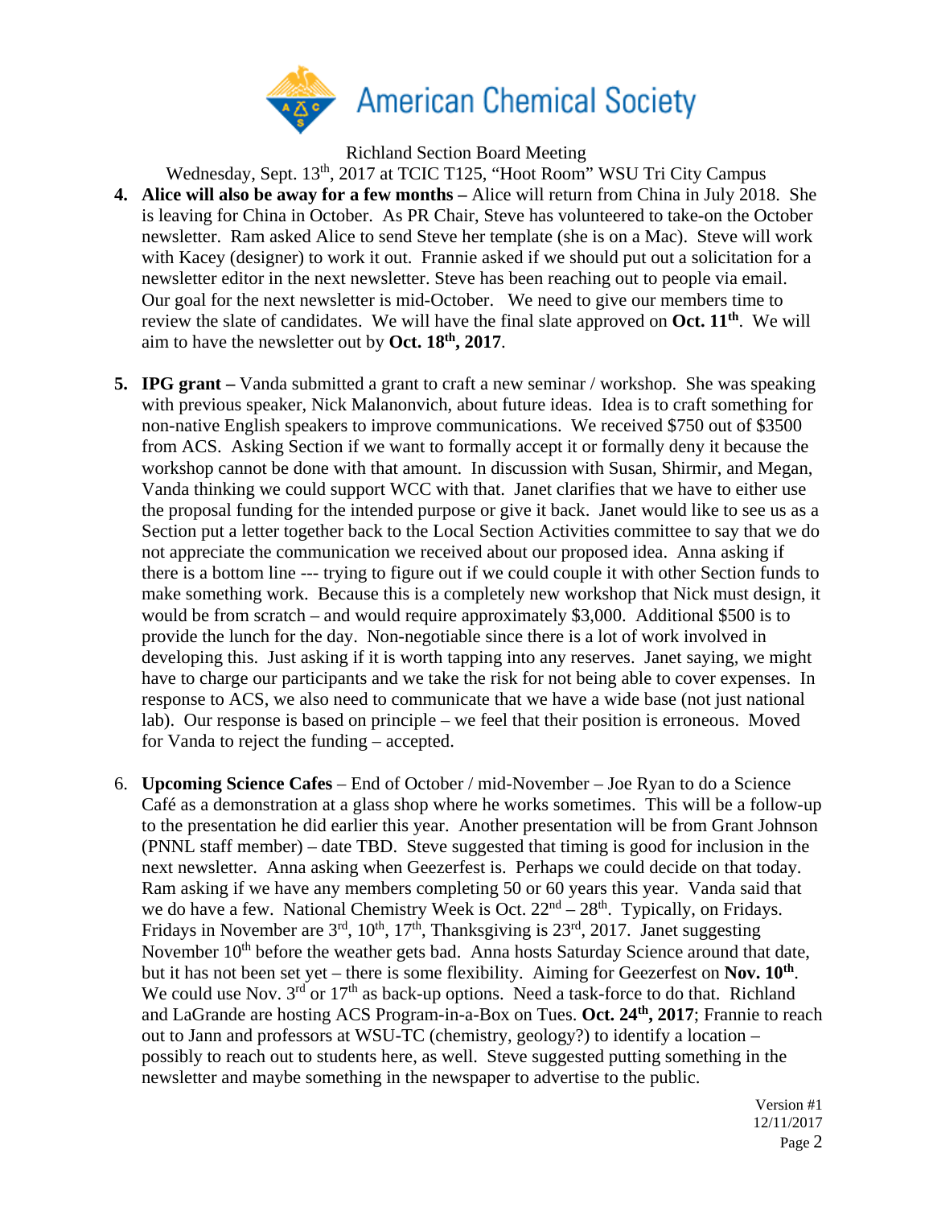American Chemical Society

Richland Section Board Meeting
Wednesday, Sept. 13th, 2017 at TCIC T125, "Hoot Room" WSU Tri City Campus

4. **Alice will also be away for a few months –** Alice will return from China in July 2018. She is leaving for China in October. As PR Chair, Steve has volunteered to take-on the October newsletter. Ram asked Alice to send Steve her template (she is on a Mac). Steve will work with Kacey (designer) to work it out. Frannie asked if we should put out a solicitation for a newsletter editor in the next newsletter. Steve has been reaching out to people via email. Our goal for the next newsletter is mid-October. We need to give our members time to review the slate of candidates. We will have the final slate approved on **Oct. 11th**. We will aim to have the newsletter out by **Oct. 18th, 2017**.

5. **IPG grant –** Vanda submitted a grant to craft a new seminar / workshop. She was speaking with previous speaker, Nick Malanonvich, about future ideas. Idea is to craft something for non-native English speakers to improve communications. We received $750 out of $3500 from ACS. Asking Section if we want to formally accept it or formally deny it because the workshop cannot be done with that amount. In discussion with Susan, Shirmir, and Megan, Vanda thinking we could support WCC with that. Janet clarifies that we have to either use the proposal funding for the intended purpose or give it back. Janet would like to see us as a Section put a letter together back to the Local Section Activities committee to say that we do not appreciate the communication we received about our proposed idea. Anna asking if there is a bottom line --- trying to figure out if we could couple it with other Section funds to make something work. Because this is a completely new workshop that Nick must design, it would be from scratch – and would require approximately $3,000. Additional $500 is to provide the lunch for the day. Non-negotiable since there is a lot of work involved in developing this. Just asking if it is worth tapping into any reserves. Janet saying, we might have to charge our participants and we take the risk for not being able to cover expenses. In response to ACS, we also need to communicate that we have a wide base (not just national lab). Our response is based on principle – we feel that their position is erroneous. Moved for Vanda to reject the funding – accepted.

6. **Upcoming Science Cafes** – End of October / mid-November – Joe Ryan to do a Science Café as a demonstration at a glass shop where he works sometimes. This will be a follow-up to the presentation he did earlier this year. Another presentation will be from Grant Johnson (PNNL staff member) – date TBD. Steve suggested that timing is good for inclusion in the next newsletter. Anna asking when Geezerfest is. Perhaps we could decide on that today. Ram asking if we have any members completing 50 or 60 years this year. Vanda said that we do have a few. National Chemistry Week is Oct. 22nd – 28th. Typically, on Fridays. Fridays in November are 3rd, 10th, 17th, Thanksgiving is 23rd, 2017. Janet suggesting November 10th before the weather gets bad. Anna hosts Saturday Science around that date, but it has not been set yet – there is some flexibility. Aiming for Geezerfest on **Nov. 10th**. We could use Nov. 3rd or 17th as back-up options. Need a task-force to do that. Richland and LaGrande are hosting ACS Program-in-a-Box on Tues. **Oct. 24th, 2017**; Frannie to reach out to Jann and professors at WSU-TC (chemistry, geology?) to identify a location – possibly to reach out to students here, as well. Steve suggested putting something in the newsletter and maybe something in the newspaper to advertise to the public.

Version #1
12/11/2017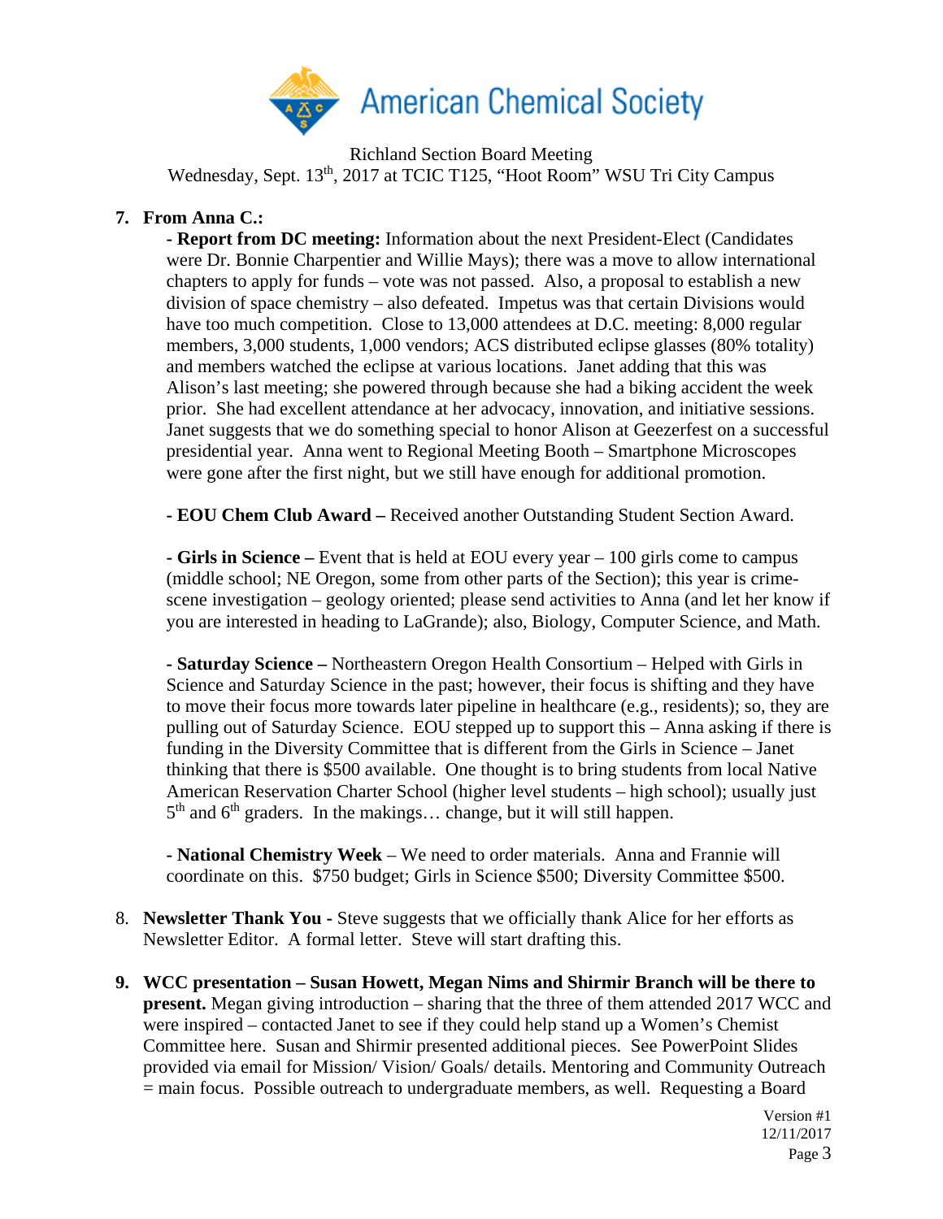Richland Section Board Meeting
Wednesday, Sept. 13th, 2017 at TCIC T125, "Hoot Room" WSU Tri City Campus

7. **From Anna C.:**

   - **Report from DC meeting:** Information about the next President-Elect (Candidates were Dr. Bonnie Charpentier and Willie Mays); there was a move to allow international chapters to apply for funds – vote was not passed. Also, a proposal to establish a new division of space chemistry – also defeated. Impetus was that certain Divisions would have too much competition. Close to 13,000 attendees at D.C. meeting: 8,000 regular members, 3,000 students, 1,000 vendors; ACS distributed eclipse glasses (80% totality) and members watched the eclipse at various locations. Janet adding that this was Alison's last meeting; she powered through because she had a biking accident the week prior. She had excellent attendance at her advocacy, innovation, and initiative sessions. Janet suggests that we do something special to honor Alison at Geezerfest on a successful presidential year. Anna went to Regional Meeting Booth – Smartphone Microscopes were gone after the first night, but we still have enough for additional promotion.

   - **EOU Chem Club Award –** Received another Outstanding Student Section Award.

   - **Girls in Science –** Event that is held at EOU every year – 100 girls come to campus (middle school; NE Oregon, some from other parts of the Section); this year is crime-scene investigation – geology oriented; please send activities to Anna (and let her know if you are interested in heading to LaGrande); also, Biology, Computer Science, and Math.

   - **Saturday Science –** Northeastern Oregon Health Consortium – Helped with Girls in Science and Saturday Science in the past; however, their focus is shifting and they have to move their focus more towards later pipeline in healthcare (e.g., residents); so, they are pulling out of Saturday Science. EOU stepped up to support this – Anna asking if there is funding in the Diversity Committee that is different from the Girls in Science – Janet thinking that there is $500 available. One thought is to bring students from local Native American Reservation Charter School (higher level students – high school); usually just 5th and 6th graders. In the makings… change, but it will still happen.

   - **National Chemistry Week** – We need to order materials. Anna and Frannie will coordinate on this. $750 budget; Girls in Science $500; Diversity Committee $500.

8. **Newsletter Thank You -** Steve suggests that we officially thank Alice for her efforts as Newsletter Editor. A formal letter. Steve will start drafting this.

9. **WCC presentation – Susan Howett, Megan Nims and Shirmir Branch will be there to present.** Megan giving introduction – sharing that the three of them attended 2017 WCC and were inspired – contacted Janet to see if they could help stand up a Women's Chemist Committee here. Susan and Shirmir presented additional pieces. See PowerPoint Slides provided via email for Mission/ Vision/ Goals/ details. Mentoring and Community Outreach = main focus. Possible outreach to undergraduate members, as well. Requesting a Board

Version #1
12/11/2017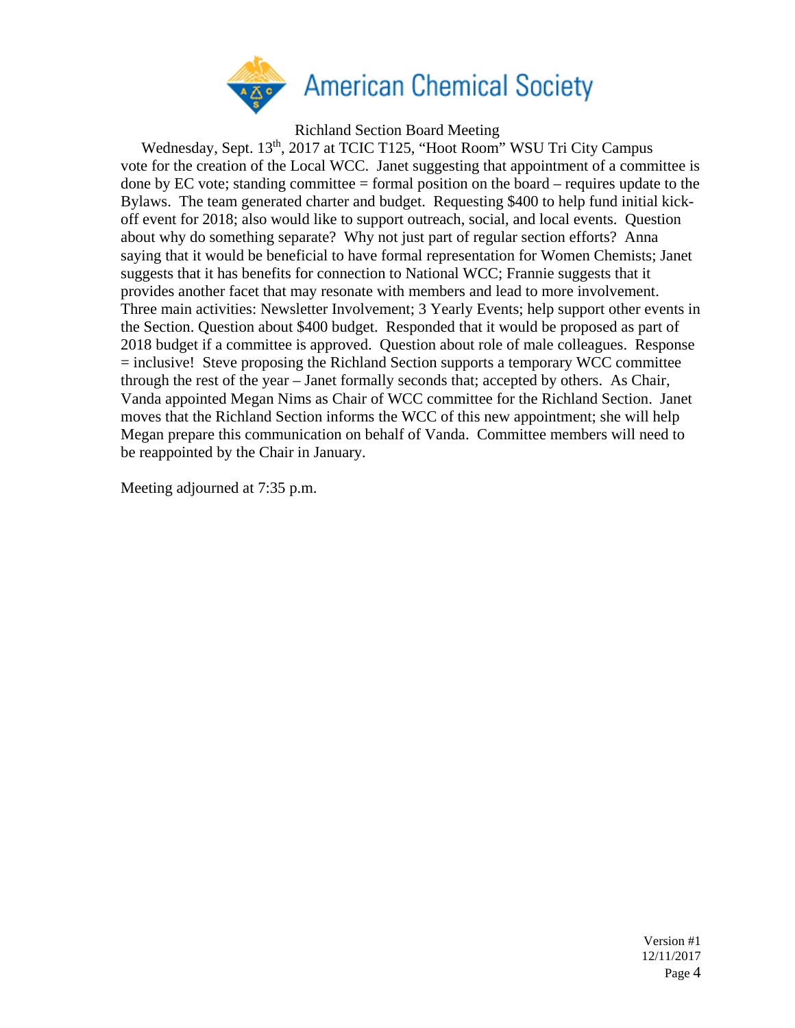Richland Section Board Meeting

Wednesday, Sept. 13th, 2017 at TCIC T125, "Hoot Room" WSU Tri City Campus

vote for the creation of the Local WCC. Janet suggesting that appointment of a committee is done by EC vote; standing committee = formal position on the board – requires update to the Bylaws. The team generated charter and budget. Requesting $400 to help fund initial kick-off event for 2018; also would like to support outreach, social, and local events. Question about why do something separate? Why not just part of regular section efforts? Anna saying that it would be beneficial to have formal representation for Women Chemists; Janet suggests that it has benefits for connection to National WCC; Frannie suggests that it provides another facet that may resonate with members and lead to more involvement. Three main activities: Newsletter Involvement; 3 Yearly Events; help support other events in the Section. Question about $400 budget. Responded that it would be proposed as part of 2018 budget if a committee is approved. Question about role of male colleagues. Response = inclusive! Steve proposing the Richland Section supports a temporary WCC committee through the rest of the year – Janet formally seconds that; accepted by others. As Chair, Vanda appointed Megan Nims as Chair of WCC committee for the Richland Section. Janet moves that the Richland Section informs the WCC of this new appointment; she will help Megan prepare this communication on behalf of Vanda. Committee members will need to be reappointed by the Chair in January.

Meeting adjourned at 7:35 p.m.

Version #1
12/11/2017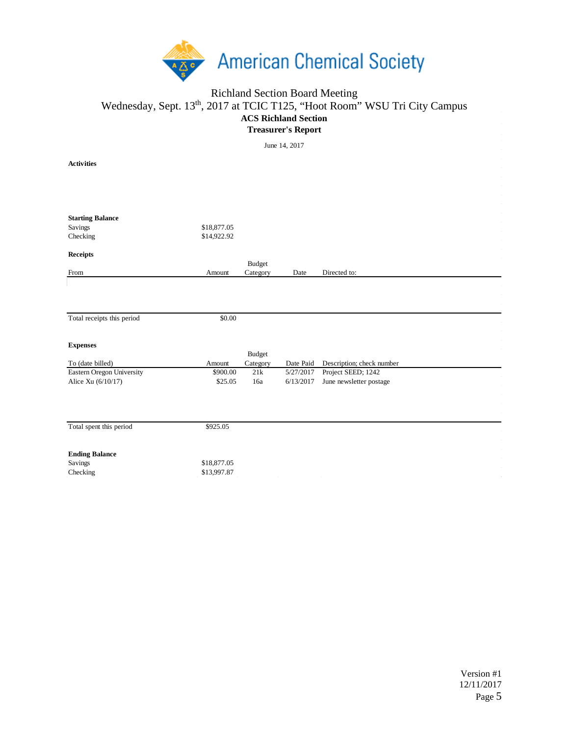American Chemical Society

Richland Section Board Meeting
Wednesday, Sept. 13th, 2017 at TCIC T125, "Hoot Room" WSU Tri City Campus

**ACS Richland Section**
**Treasurer's Report**

June 14, 2017

**Activities**

**Starting Balance**

| | |
|---|---|
| Savings | $18,877.05 |
| Checking | $14,922.92 |

**Receipts**

| From | Amount | Budget Category | Date | Directed to: |
|---|---|---|---|---|
| | | | | |
| Total receipts this period | $0.00 | | | |

**Expenses**

| To (date billed) | Amount | Budget Category | Date Paid | Description; check number |
|---|---|---|---|---|
| Eastern Oregon University | $900.00 | 21k | 5/27/2017 | Project SEED; 1242 |
| Alice Xu (6/10/17) | $25.05 | 16a | 6/13/2017 | June newsletter postage |
| Total spent this period | $925.05 | | | |

**Ending Balance**

| | |
|---|---|
| Savings | $18,877.05 |
| Checking | $13,997.87 |

Version #1
12/11/2017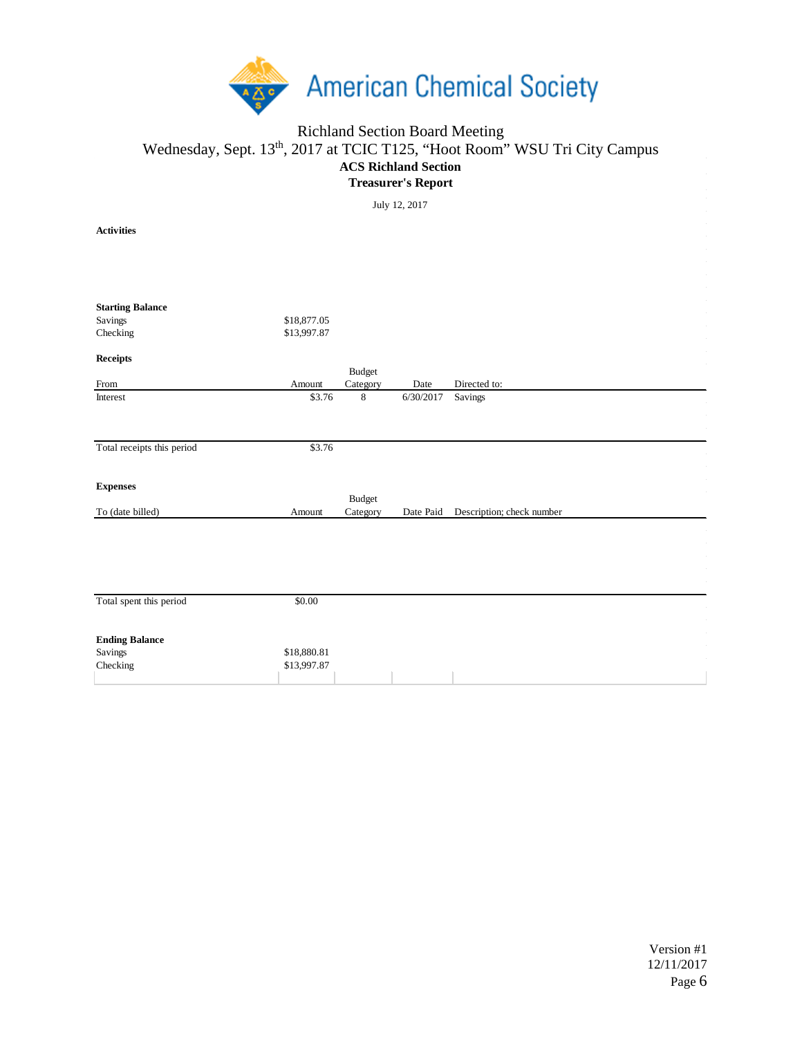American Chemical Society

Richland Section Board Meeting

Wednesday, Sept. 13th, 2017 at TCIC T125, "Hoot Room" WSU Tri City Campus

**ACS Richland Section**

**Treasurer's Report**

July 12, 2017

**Activities**

**Starting Balance**

| | |
|---|---|
| Savings | $18,877.05 |
| Checking | $13,997.87 |

**Receipts**

| From | Amount | Budget Category | Date | Directed to: |
|---|---|---|---|---|
| Interest | $3.76 | 8 | 6/30/2017 | Savings |
| Total receipts this period | $3.76 | | | |

**Expenses**

| To (date billed) | Amount | Budget Category | Date Paid | Description; check number |
|---|---|---|---|---|
| Total spent this period | $0.00 | | | |

**Ending Balance**

| | |
|---|---|
| Savings | $18,880.81 |
| Checking | $13,997.87 |

Version #1

12/11/2017